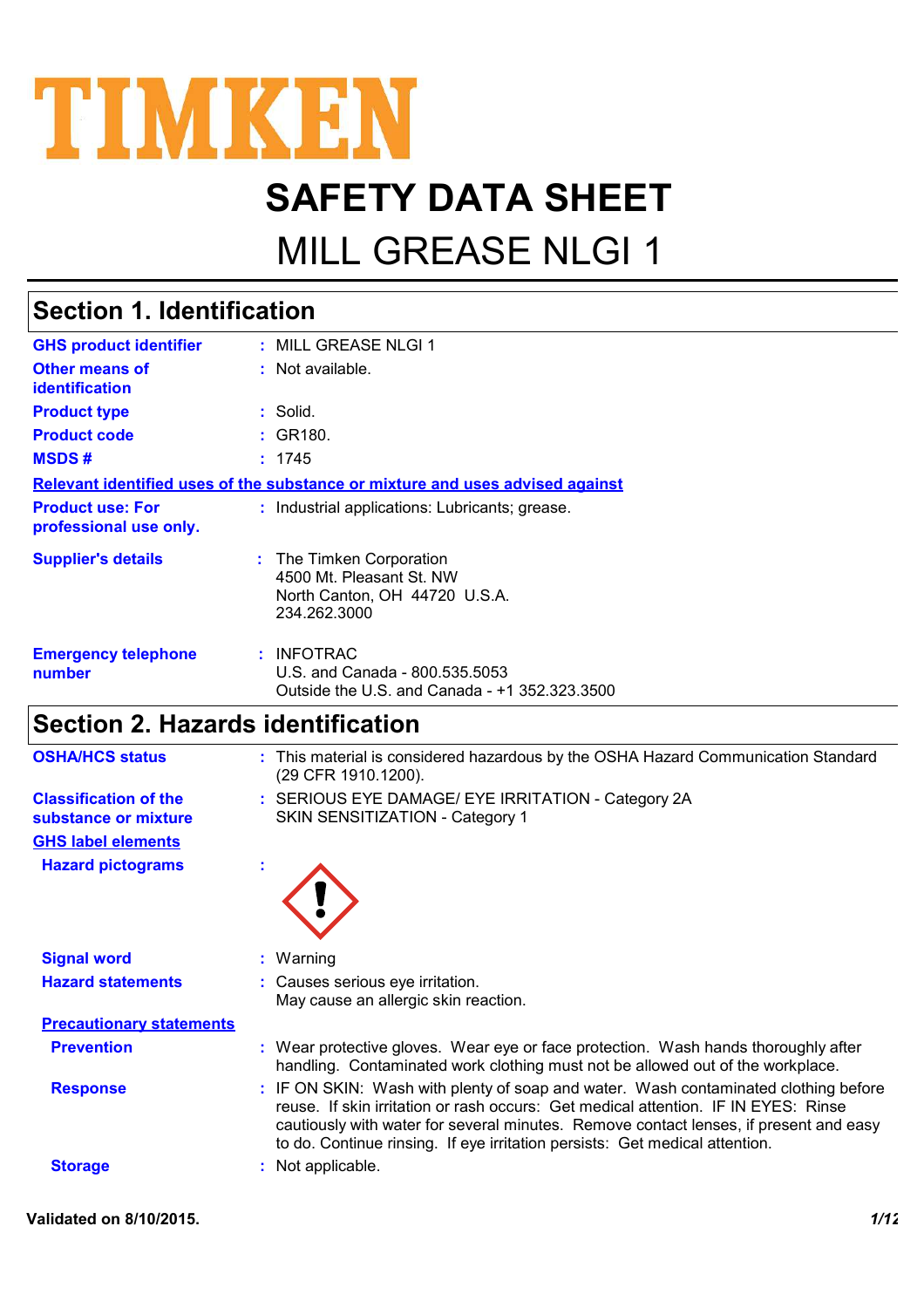# TIMKEN

# SAFETY DATA SHEET

# MILL GREASE NLGI 1

## Section 1. Identification

| | | |
|---|---|---|
| **GHS product identifier** | : | MILL GREASE NLGI 1 |
| **Other means of identification** | : | Not available. |
| **Product type** | : | Solid. |
| **Product code** | : | GR180. |
| **MSDS #** | : | 1745 |

**Relevant identified uses of the substance or mixture and uses advised against**

| | | |
|---|---|---|
| **Product use: For professional use only.** | : | Industrial applications: Lubricants; grease. |
| **Supplier's details** | : | The Timken Corporation<br>4500 Mt. Pleasant St. NW<br>North Canton, OH 44720 U.S.A.<br>234.262.3000 |
| **Emergency telephone number** | : | INFOTRAC<br>U.S. and Canada - 800.535.5053<br>Outside the U.S. and Canada - +1 352.323.3500 |

## Section 2. Hazards identification

| | | |
|---|---|---|
| **OSHA/HCS status** | : | This material is considered hazardous by the OSHA Hazard Communication Standard (29 CFR 1910.1200). |
| **Classification of the substance or mixture** | : | SERIOUS EYE DAMAGE/ EYE IRRITATION - Category 2A<br>SKIN SENSITIZATION - Category 1 |

**GHS label elements**

| | | |
|---|---|---|
| **Hazard pictograms** | : | |
| **Signal word** | : | Warning |
| **Hazard statements** | : | Causes serious eye irritation.<br>May cause an allergic skin reaction. |

**Precautionary statements**

| | | |
|---|---|---|
| **Prevention** | : | Wear protective gloves. Wear eye or face protection. Wash hands thoroughly after handling. Contaminated work clothing must not be allowed out of the workplace. |
| **Response** | : | IF ON SKIN: Wash with plenty of soap and water. Wash contaminated clothing before reuse. If skin irritation or rash occurs: Get medical attention. IF IN EYES: Rinse cautiously with water for several minutes. Remove contact lenses, if present and easy to do. Continue rinsing. If eye irritation persists: Get medical attention. |
| **Storage** | : | Not applicable. |

Validated on 8/10/2015.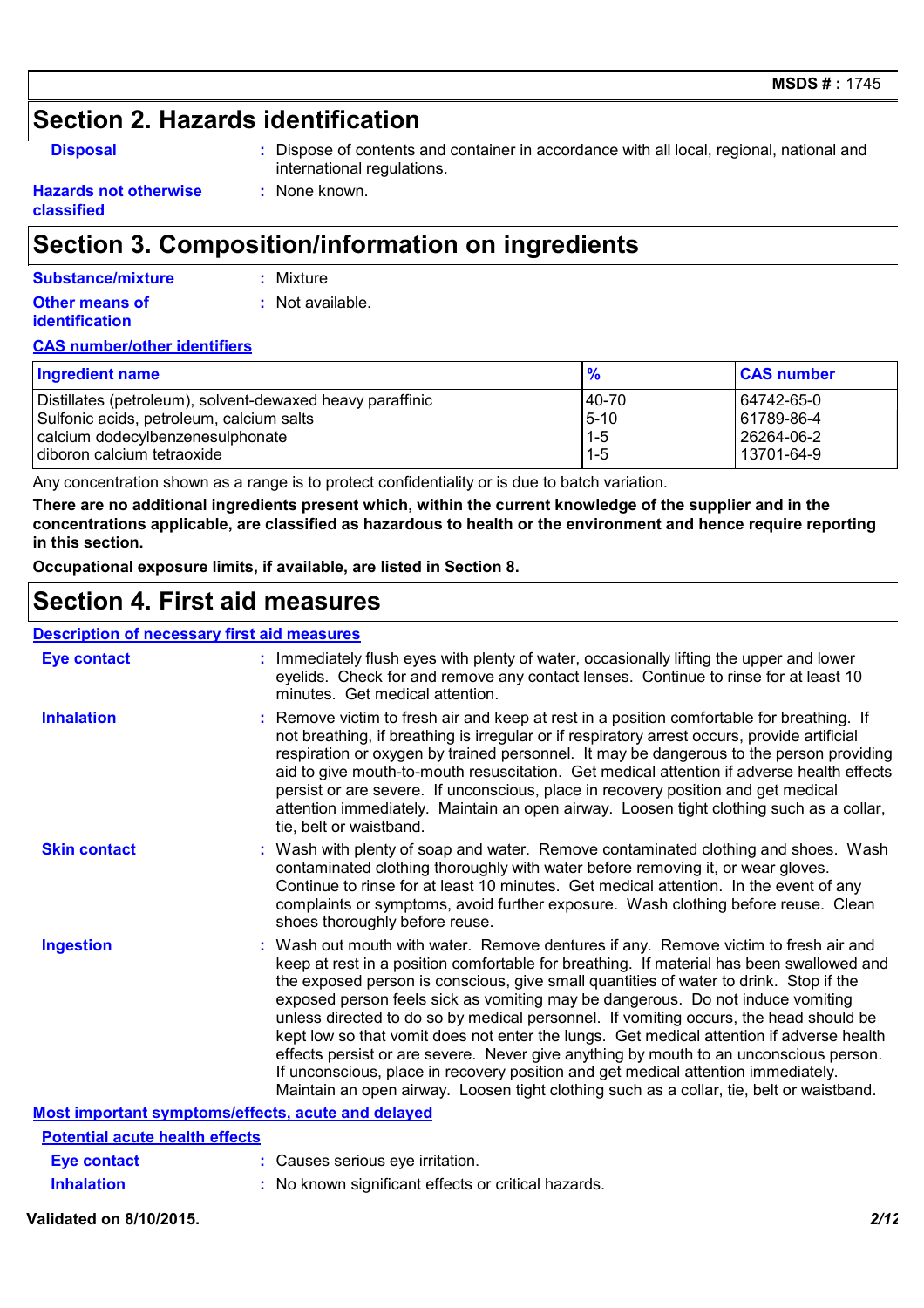## Section 2. Hazards identification

**Disposal** : Dispose of contents and container in accordance with all local, regional, national and international regulations.

**Hazards not otherwise classified** : None known.

## Section 3. Composition/information on ingredients

**Substance/mixture** : Mixture

**Other means of identification** : Not available.

**CAS number/other identifiers**

| Ingredient name | % | CAS number |
|---|---|---|
| Distillates (petroleum), solvent-dewaxed heavy paraffinic | 40-70 | 64742-65-0 |
| Sulfonic acids, petroleum, calcium salts | 5-10 | 61789-86-4 |
| calcium dodecylbenzenesulphonate | 1-5 | 26264-06-2 |
| diboron calcium tetraoxide | 1-5 | 13701-64-9 |

Any concentration shown as a range is to protect confidentiality or is due to batch variation.

**There are no additional ingredients present which, within the current knowledge of the supplier and in the concentrations applicable, are classified as hazardous to health or the environment and hence require reporting in this section.**

**Occupational exposure limits, if available, are listed in Section 8.**

## Section 4. First aid measures

**Description of necessary first aid measures**

**Eye contact** : Immediately flush eyes with plenty of water, occasionally lifting the upper and lower eyelids. Check for and remove any contact lenses. Continue to rinse for at least 10 minutes. Get medical attention.

**Inhalation** : Remove victim to fresh air and keep at rest in a position comfortable for breathing. If not breathing, if breathing is irregular or if respiratory arrest occurs, provide artificial respiration or oxygen by trained personnel. It may be dangerous to the person providing aid to give mouth-to-mouth resuscitation. Get medical attention if adverse health effects persist or are severe. If unconscious, place in recovery position and get medical attention immediately. Maintain an open airway. Loosen tight clothing such as a collar, tie, belt or waistband.

**Skin contact** : Wash with plenty of soap and water. Remove contaminated clothing and shoes. Wash contaminated clothing thoroughly with water before removing it, or wear gloves. Continue to rinse for at least 10 minutes. Get medical attention. In the event of any complaints or symptoms, avoid further exposure. Wash clothing before reuse. Clean shoes thoroughly before reuse.

**Ingestion** : Wash out mouth with water. Remove dentures if any. Remove victim to fresh air and keep at rest in a position comfortable for breathing. If material has been swallowed and the exposed person is conscious, give small quantities of water to drink. Stop if the exposed person feels sick as vomiting may be dangerous. Do not induce vomiting unless directed to do so by medical personnel. If vomiting occurs, the head should be kept low so that vomit does not enter the lungs. Get medical attention if adverse health effects persist or are severe. Never give anything by mouth to an unconscious person. If unconscious, place in recovery position and get medical attention immediately. Maintain an open airway. Loosen tight clothing such as a collar, tie, belt or waistband.

**Most important symptoms/effects, acute and delayed**

**Potential acute health effects**

**Eye contact** : Causes serious eye irritation.

**Inhalation** : No known significant effects or critical hazards.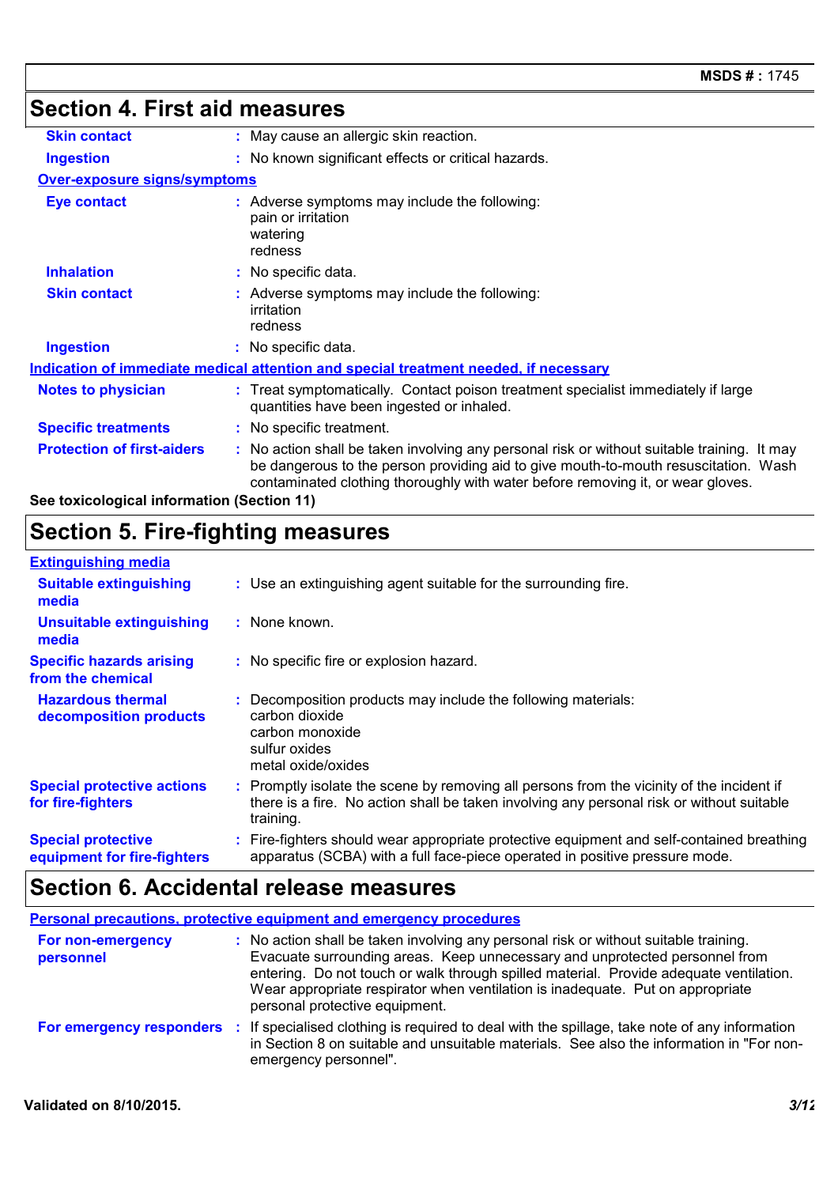## Section 4. First aid measures

**Skin contact** : May cause an allergic skin reaction.

**Ingestion** : No known significant effects or critical hazards.

**Over-exposure signs/symptoms**

**Eye contact** : Adverse symptoms may include the following:
pain or irritation
watering
redness

**Inhalation** : No specific data.

**Skin contact** : Adverse symptoms may include the following:
irritation
redness

**Ingestion** : No specific data.

**Indication of immediate medical attention and special treatment needed, if necessary**

**Notes to physician** : Treat symptomatically. Contact poison treatment specialist immediately if large quantities have been ingested or inhaled.

**Specific treatments** : No specific treatment.

**Protection of first-aiders** : No action shall be taken involving any personal risk or without suitable training. It may be dangerous to the person providing aid to give mouth-to-mouth resuscitation. Wash contaminated clothing thoroughly with water before removing it, or wear gloves.

**See toxicological information (Section 11)**

## Section 5. Fire-fighting measures

**Extinguishing media**

**Suitable extinguishing media** : Use an extinguishing agent suitable for the surrounding fire.

**Unsuitable extinguishing media** : None known.

**Specific hazards arising from the chemical** : No specific fire or explosion hazard.

**Hazardous thermal decomposition products** : Decomposition products may include the following materials:
carbon dioxide
carbon monoxide
sulfur oxides
metal oxide/oxides

**Special protective actions for fire-fighters** : Promptly isolate the scene by removing all persons from the vicinity of the incident if there is a fire. No action shall be taken involving any personal risk or without suitable training.

**Special protective equipment for fire-fighters** : Fire-fighters should wear appropriate protective equipment and self-contained breathing apparatus (SCBA) with a full face-piece operated in positive pressure mode.

## Section 6. Accidental release measures

**Personal precautions, protective equipment and emergency procedures**

**For non-emergency personnel** : No action shall be taken involving any personal risk or without suitable training. Evacuate surrounding areas. Keep unnecessary and unprotected personnel from entering. Do not touch or walk through spilled material. Provide adequate ventilation. Wear appropriate respirator when ventilation is inadequate. Put on appropriate personal protective equipment.

**For emergency responders** : If specialised clothing is required to deal with the spillage, take note of any information in Section 8 on suitable and unsuitable materials. See also the information in "For non-emergency personnel".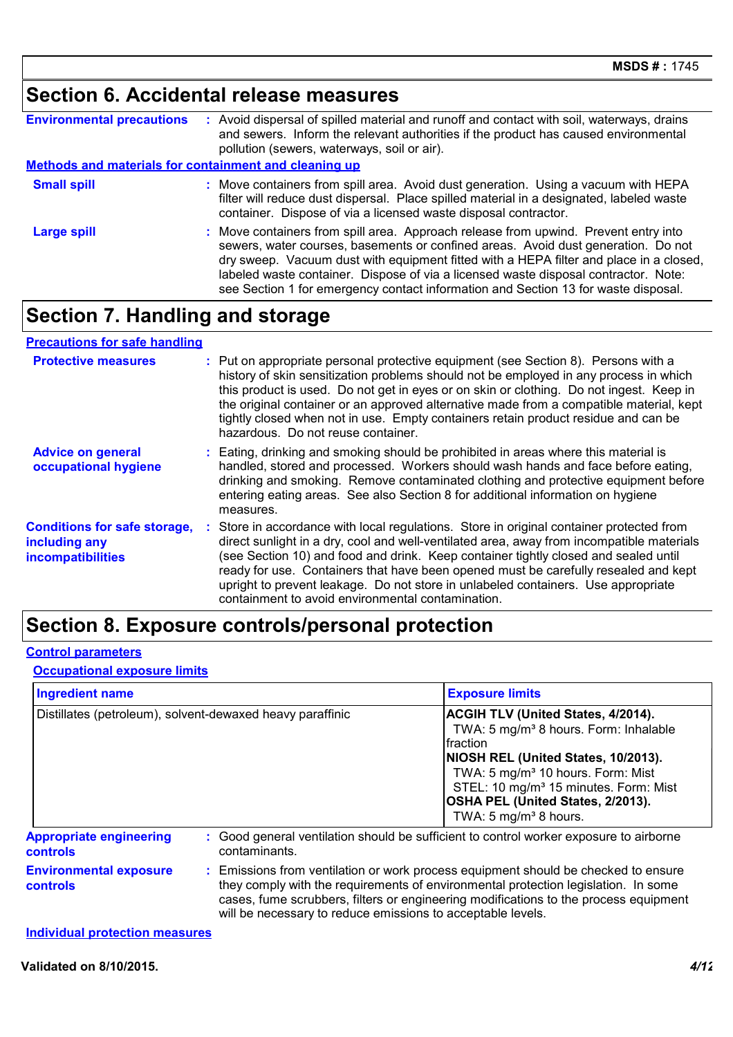## Section 6. Accidental release measures

**Environmental precautions** : Avoid dispersal of spilled material and runoff and contact with soil, waterways, drains and sewers. Inform the relevant authorities if the product has caused environmental pollution (sewers, waterways, soil or air).

### Methods and materials for containment and cleaning up

**Small spill** : Move containers from spill area. Avoid dust generation. Using a vacuum with HEPA filter will reduce dust dispersal. Place spilled material in a designated, labeled waste container. Dispose of via a licensed waste disposal contractor.

**Large spill** : Move containers from spill area. Approach release from upwind. Prevent entry into sewers, water courses, basements or confined areas. Avoid dust generation. Do not dry sweep. Vacuum dust with equipment fitted with a HEPA filter and place in a closed, labeled waste container. Dispose of via a licensed waste disposal contractor. Note: see Section 1 for emergency contact information and Section 13 for waste disposal.

## Section 7. Handling and storage

### Precautions for safe handling

**Protective measures** : Put on appropriate personal protective equipment (see Section 8). Persons with a history of skin sensitization problems should not be employed in any process in which this product is used. Do not get in eyes or on skin or clothing. Do not ingest. Keep in the original container or an approved alternative made from a compatible material, kept tightly closed when not in use. Empty containers retain product residue and can be hazardous. Do not reuse container.

**Advice on general occupational hygiene** : Eating, drinking and smoking should be prohibited in areas where this material is handled, stored and processed. Workers should wash hands and face before eating, drinking and smoking. Remove contaminated clothing and protective equipment before entering eating areas. See also Section 8 for additional information on hygiene measures.

**Conditions for safe storage, including any incompatibilities** : Store in accordance with local regulations. Store in original container protected from direct sunlight in a dry, cool and well-ventilated area, away from incompatible materials (see Section 10) and food and drink. Keep container tightly closed and sealed until ready for use. Containers that have been opened must be carefully resealed and kept upright to prevent leakage. Do not store in unlabeled containers. Use appropriate containment to avoid environmental contamination.

## Section 8. Exposure controls/personal protection

### Control parameters

#### Occupational exposure limits

| Ingredient name | Exposure limits |
|---|---|
| Distillates (petroleum), solvent-dewaxed heavy paraffinic | **ACGIH TLV (United States, 4/2014).**<br>TWA: 5 mg/m³ 8 hours. Form: Inhalable fraction<br>**NIOSH REL (United States, 10/2013).**<br>TWA: 5 mg/m³ 10 hours. Form: Mist<br>STEL: 10 mg/m³ 15 minutes. Form: Mist<br>**OSHA PEL (United States, 2/2013).**<br>TWA: 5 mg/m³ 8 hours. |

**Appropriate engineering controls** : Good general ventilation should be sufficient to control worker exposure to airborne contaminants.

**Environmental exposure controls** : Emissions from ventilation or work process equipment should be checked to ensure they comply with the requirements of environmental protection legislation. In some cases, fume scrubbers, filters or engineering modifications to the process equipment will be necessary to reduce emissions to acceptable levels.

### Individual protection measures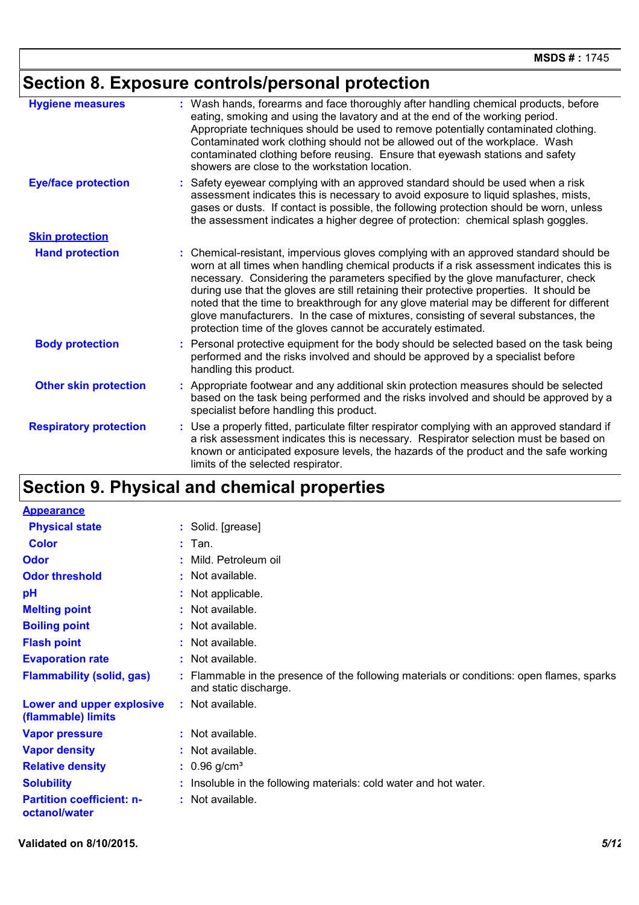## Section 8. Exposure controls/personal protection

| | |
|---|---|
| **Hygiene measures** | : Wash hands, forearms and face thoroughly after handling chemical products, before eating, smoking and using the lavatory and at the end of the working period. Appropriate techniques should be used to remove potentially contaminated clothing. Contaminated work clothing should not be allowed out of the workplace. Wash contaminated clothing before reusing. Ensure that eyewash stations and safety showers are close to the workstation location. |
| **Eye/face protection** | : Safety eyewear complying with an approved standard should be used when a risk assessment indicates this is necessary to avoid exposure to liquid splashes, mists, gases or dusts. If contact is possible, the following protection should be worn, unless the assessment indicates a higher degree of protection: chemical splash goggles. |
| **Skin protection** | |
| **Hand protection** | : Chemical-resistant, impervious gloves complying with an approved standard should be worn at all times when handling chemical products if a risk assessment indicates this is necessary. Considering the parameters specified by the glove manufacturer, check during use that the gloves are still retaining their protective properties. It should be noted that the time to breakthrough for any glove material may be different for different glove manufacturers. In the case of mixtures, consisting of several substances, the protection time of the gloves cannot be accurately estimated. |
| **Body protection** | : Personal protective equipment for the body should be selected based on the task being performed and the risks involved and should be approved by a specialist before handling this product. |
| **Other skin protection** | : Appropriate footwear and any additional skin protection measures should be selected based on the task being performed and the risks involved and should be approved by a specialist before handling this product. |
| **Respiratory protection** | : Use a properly fitted, particulate filter respirator complying with an approved standard if a risk assessment indicates this is necessary. Respirator selection must be based on known or anticipated exposure levels, the hazards of the product and the safe working limits of the selected respirator. |

## Section 9. Physical and chemical properties

| | |
|---|---|
| **Appearance** | |
| **Physical state** | : Solid. [grease] |
| **Color** | : Tan. |
| **Odor** | : Mild. Petroleum oil |
| **Odor threshold** | : Not available. |
| **pH** | : Not applicable. |
| **Melting point** | : Not available. |
| **Boiling point** | : Not available. |
| **Flash point** | : Not available. |
| **Evaporation rate** | : Not available. |
| **Flammability (solid, gas)** | : Flammable in the presence of the following materials or conditions: open flames, sparks and static discharge. |
| **Lower and upper explosive (flammable) limits** | : Not available. |
| **Vapor pressure** | : Not available. |
| **Vapor density** | : Not available. |
| **Relative density** | : 0.96 g/cm$^3$ |
| **Solubility** | : Insoluble in the following materials: cold water and hot water. |
| **Partition coefficient: n-octanol/water** | : Not available. |

**Validated on 8/10/2015.**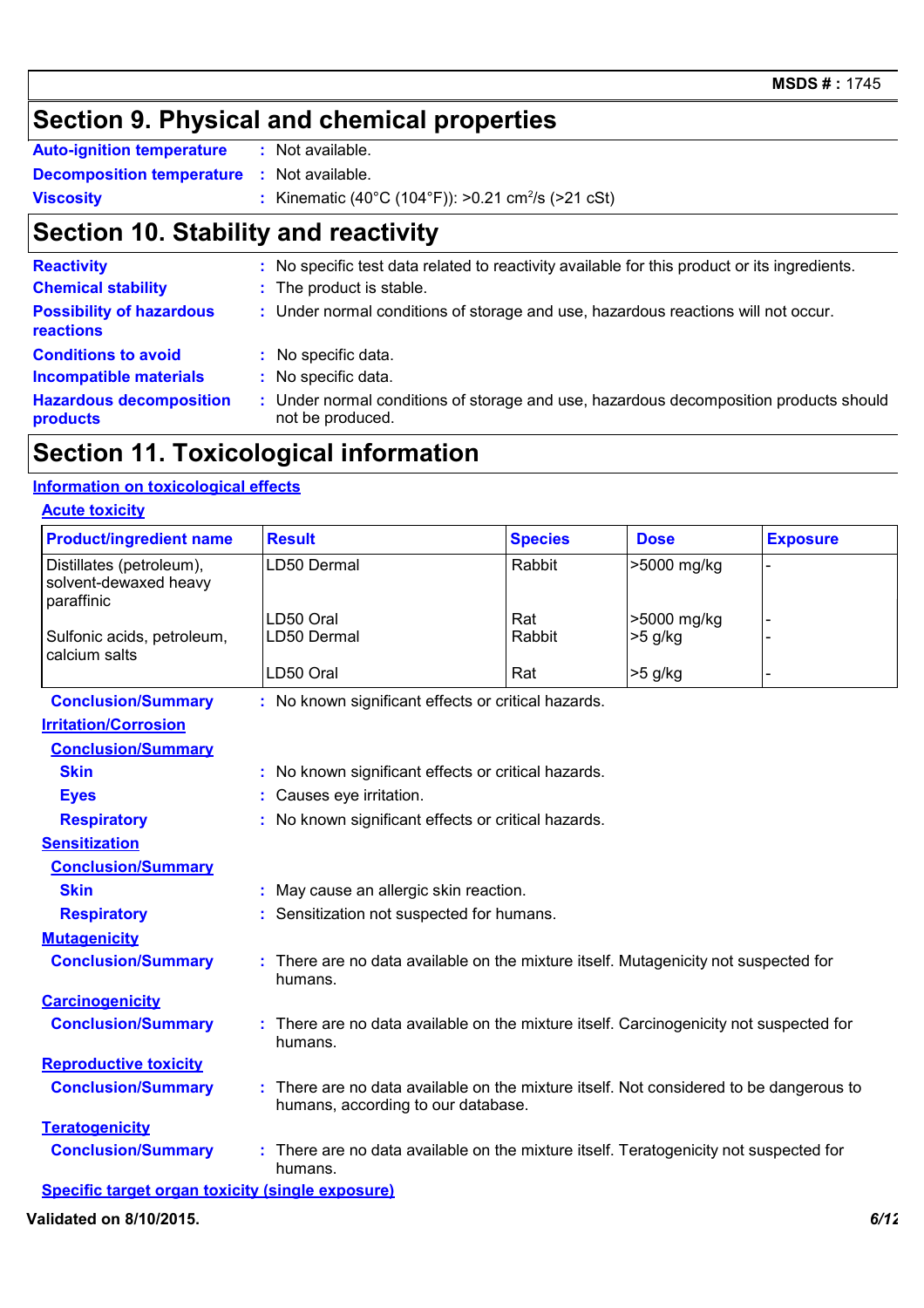## Section 9. Physical and chemical properties

**Auto-ignition temperature** : Not available.

**Decomposition temperature** : Not available.

**Viscosity** : Kinematic (40°C (104°F)): >0.21 $cm^2/s$ (>21 cSt)

## Section 10. Stability and reactivity

**Reactivity** : No specific test data related to reactivity available for this product or its ingredients.

**Chemical stability** : The product is stable.

**Possibility of hazardous reactions** : Under normal conditions of storage and use, hazardous reactions will not occur.

**Conditions to avoid** : No specific data.

**Incompatible materials** : No specific data.

**Hazardous decomposition products** : Under normal conditions of storage and use, hazardous decomposition products should not be produced.

## Section 11. Toxicological information

### Information on toxicological effects

#### Acute toxicity

| Product/ingredient name | Result | Species | Dose | Exposure |
|---|---|---|---|---|
| Distillates (petroleum), solvent-dewaxed heavy paraffinic | LD50 Dermal | Rabbit | >5000 mg/kg | - |
| | LD50 Oral | Rat | >5000 mg/kg | - |
| Sulfonic acids, petroleum, calcium salts | LD50 Dermal | Rabbit | >5 g/kg | - |
| | LD50 Oral | Rat | >5 g/kg | - |

**Conclusion/Summary** : No known significant effects or critical hazards.

#### Irritation/Corrosion

**Conclusion/Summary**

**Skin** : No known significant effects or critical hazards.

**Eyes** : Causes eye irritation.

**Respiratory** : No known significant effects or critical hazards.

#### Sensitization

**Conclusion/Summary**

**Skin** : May cause an allergic skin reaction.

**Respiratory** : Sensitization not suspected for humans.

#### Mutagenicity

**Conclusion/Summary** : There are no data available on the mixture itself. Mutagenicity not suspected for humans.

#### Carcinogenicity

**Conclusion/Summary** : There are no data available on the mixture itself. Carcinogenicity not suspected for humans.

#### Reproductive toxicity

**Conclusion/Summary** : There are no data available on the mixture itself. Not considered to be dangerous to humans, according to our database.

#### Teratogenicity

**Conclusion/Summary** : There are no data available on the mixture itself. Teratogenicity not suspected for humans.

#### Specific target organ toxicity (single exposure)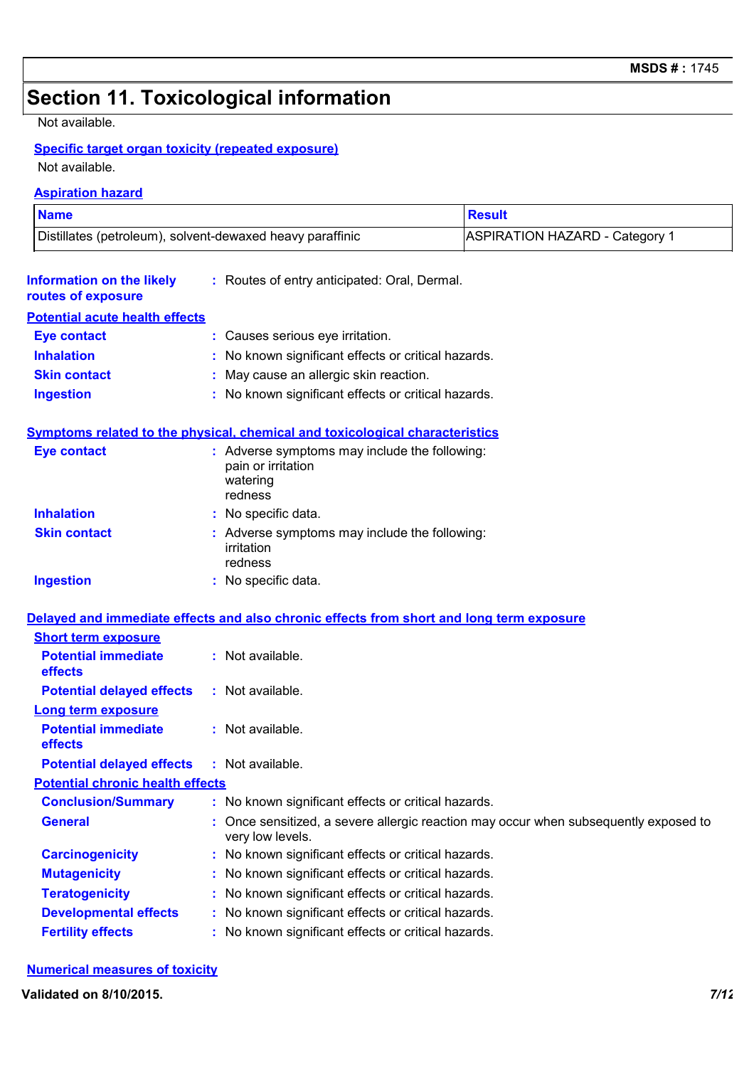# Section 11. Toxicological information

Not available.

**Specific target organ toxicity (repeated exposure)**

Not available.

**Aspiration hazard**

| Name | Result |
| --- | --- |
| Distillates (petroleum), solvent-dewaxed heavy paraffinic | ASPIRATION HAZARD - Category 1 |

**Information on the likely routes of exposure** : Routes of entry anticipated: Oral, Dermal.

**Potential acute health effects**

- **Eye contact** : Causes serious eye irritation.
- **Inhalation** : No known significant effects or critical hazards.
- **Skin contact** : May cause an allergic skin reaction.
- **Ingestion** : No known significant effects or critical hazards.

**Symptoms related to the physical, chemical and toxicological characteristics**

- **Eye contact** : Adverse symptoms may include the following:
  pain or irritation
  watering
  redness
- **Inhalation** : No specific data.
- **Skin contact** : Adverse symptoms may include the following:
  irritation
  redness
- **Ingestion** : No specific data.

**Delayed and immediate effects and also chronic effects from short and long term exposure**

**Short term exposure**

- **Potential immediate effects** : Not available.
- **Potential delayed effects** : Not available.

**Long term exposure**

- **Potential immediate effects** : Not available.
- **Potential delayed effects** : Not available.

**Potential chronic health effects**

- **Conclusion/Summary** : No known significant effects or critical hazards.
- **General** : Once sensitized, a severe allergic reaction may occur when subsequently exposed to very low levels.
- **Carcinogenicity** : No known significant effects or critical hazards.
- **Mutagenicity** : No known significant effects or critical hazards.
- **Teratogenicity** : No known significant effects or critical hazards.
- **Developmental effects** : No known significant effects or critical hazards.
- **Fertility effects** : No known significant effects or critical hazards.

**Numerical measures of toxicity**

Validated on 8/10/2015.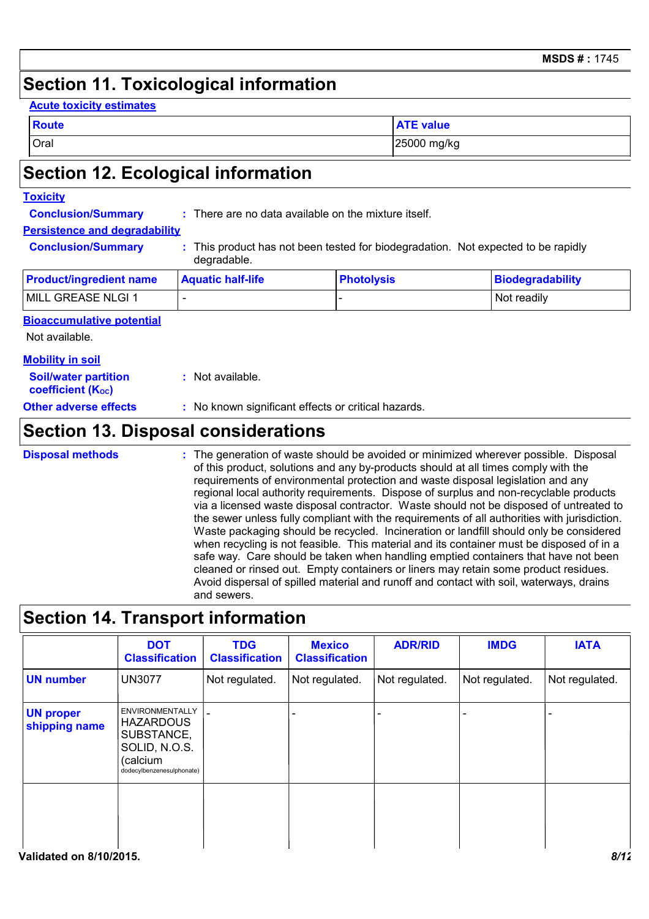## Section 11. Toxicological information

**Acute toxicity estimates**

| Route | ATE value |
|---|---|
| Oral | 25000 mg/kg |

## Section 12. Ecological information

**Toxicity**

**Conclusion/Summary** : There are no data available on the mixture itself.

**Persistence and degradability**

**Conclusion/Summary** : This product has not been tested for biodegradation. Not expected to be rapidly degradable.

| Product/ingredient name | Aquatic half-life | Photolysis | Biodegradability |
|---|---|---|---|
| MILL GREASE NLGI 1 | - | - | Not readily |

**Bioaccumulative potential**

Not available.

**Mobility in soil**

**Soil/water partition coefficient ($K_{OC}$)** : Not available.

**Other adverse effects** : No known significant effects or critical hazards.

## Section 13. Disposal considerations

**Disposal methods** : The generation of waste should be avoided or minimized wherever possible. Disposal of this product, solutions and any by-products should at all times comply with the requirements of environmental protection and waste disposal legislation and any regional local authority requirements. Dispose of surplus and non-recyclable products via a licensed waste disposal contractor. Waste should not be disposed of untreated to the sewer unless fully compliant with the requirements of all authorities with jurisdiction. Waste packaging should be recycled. Incineration or landfill should only be considered when recycling is not feasible. This material and its container must be disposed of in a safe way. Care should be taken when handling emptied containers that have not been cleaned or rinsed out. Empty containers or liners may retain some product residues. Avoid dispersal of spilled material and runoff and contact with soil, waterways, drains and sewers.

## Section 14. Transport information

| | DOT Classification | TDG Classification | Mexico Classification | ADR/RID | IMDG | IATA |
|---|---|---|---|---|---|---|
| **UN number** | UN3077 | Not regulated. | Not regulated. | Not regulated. | Not regulated. | Not regulated. |
| **UN proper shipping name** | ENVIRONMENTALLY HAZARDOUS SUBSTANCE, SOLID, N.O.S. (calcium dodecylbenzenesulphonate) | - | - | - | - | - |
| | | | | | | |

**Validated on 8/10/2015.**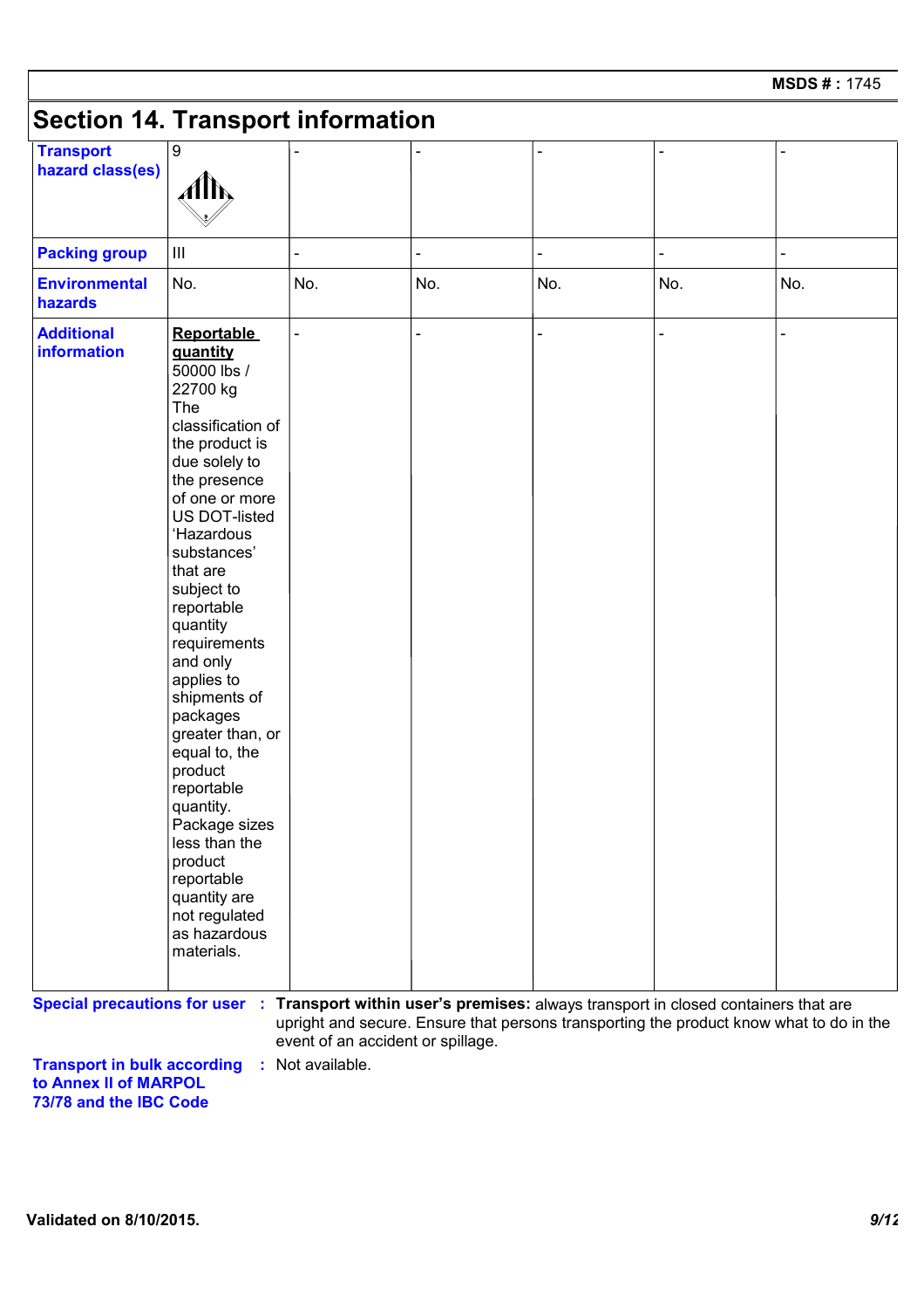## Section 14. Transport information

| Transport hazard class(es) | 9 | - | - | - | - | - |
|---|---|---|---|---|---|---|
| Packing group | III | - | - | - | - | - |
| Environmental hazards | No. | No. | No. | No. | No. | No. |
| Additional information | **Reportable quantity** 50000 lbs / 22700 kg The classification of the product is due solely to the presence of one or more US DOT-listed 'Hazardous substances' that are subject to reportable quantity requirements and only applies to shipments of packages greater than, or equal to, the product reportable quantity. Package sizes less than the product reportable quantity are not regulated as hazardous materials. | - | - | - | - | - |

**Special precautions for user** : **Transport within user's premises:** always transport in closed containers that are upright and secure. Ensure that persons transporting the product know what to do in the event of an accident or spillage.

**Transport in bulk according to Annex II of MARPOL 73/78 and the IBC Code** : Not available.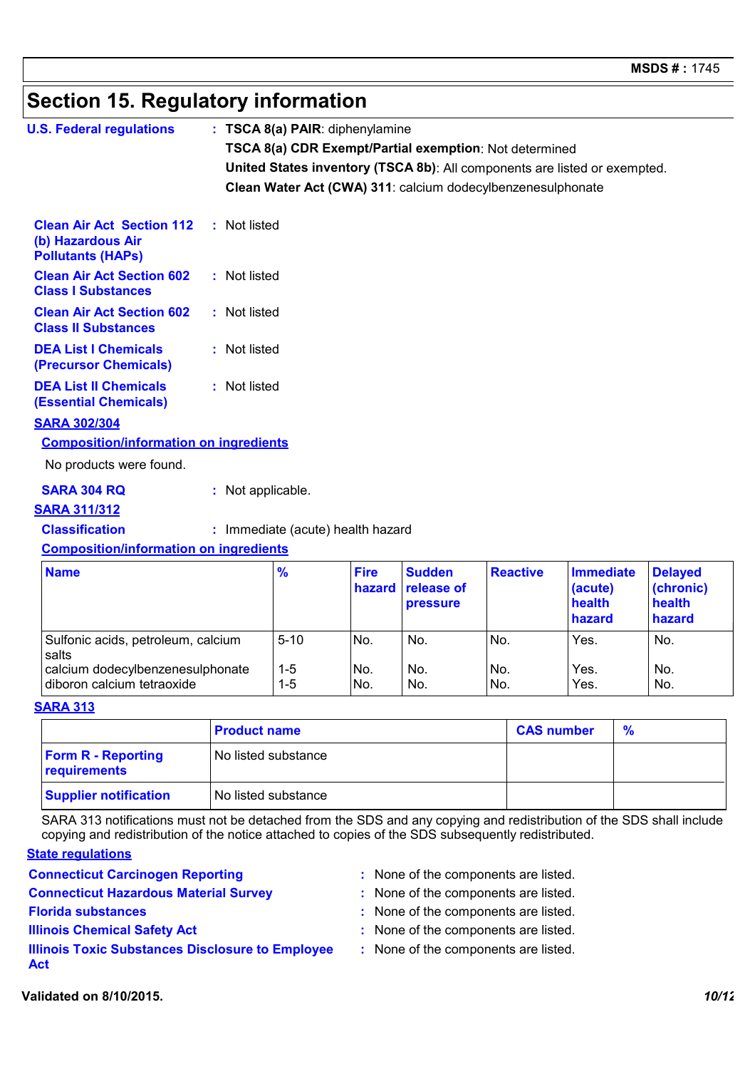## Section 15. Regulatory information

**U.S. Federal regulations** : **TSCA 8(a) PAIR**: diphenylamine

**TSCA 8(a) CDR Exempt/Partial exemption**: Not determined

**United States inventory (TSCA 8b)**: All components are listed or exempted.

**Clean Water Act (CWA) 311**: calcium dodecylbenzenesulphonate

**Clean Air Act Section 112 (b) Hazardous Air Pollutants (HAPs)** : Not listed

**Clean Air Act Section 602 Class I Substances** : Not listed

**Clean Air Act Section 602 Class II Substances** : Not listed

**DEA List I Chemicals (Precursor Chemicals)** : Not listed

**DEA List II Chemicals (Essential Chemicals)** : Not listed

**SARA 302/304**

**Composition/information on ingredients**

No products were found.

**SARA 304 RQ** : Not applicable.

**SARA 311/312**

**Classification** : Immediate (acute) health hazard

**Composition/information on ingredients**

| Name | % | Fire hazard | Sudden release of pressure | Reactive | Immediate (acute) health hazard | Delayed (chronic) health hazard |
|---|---|---|---|---|---|---|
| Sulfonic acids, petroleum, calcium salts | 5-10 | No. | No. | No. | Yes. | No. |
| calcium dodecylbenzenesulphonate | 1-5 | No. | No. | No. | Yes. | No. |
| diboron calcium tetraoxide | 1-5 | No. | No. | No. | Yes. | No. |

**SARA 313**

| | Product name | CAS number | % |
|---|---|---|---|
| **Form R - Reporting requirements** | No listed substance | | |
| **Supplier notification** | No listed substance | | |

SARA 313 notifications must not be detached from the SDS and any copying and redistribution of the SDS shall include copying and redistribution of the notice attached to copies of the SDS subsequently redistributed.

**State regulations**

**Connecticut Carcinogen Reporting** : None of the components are listed.

**Connecticut Hazardous Material Survey** : None of the components are listed.

**Florida substances** : None of the components are listed.

**Illinois Chemical Safety Act** : None of the components are listed.

**Illinois Toxic Substances Disclosure to Employee Act** : None of the components are listed.

**Validated on 8/10/2015.**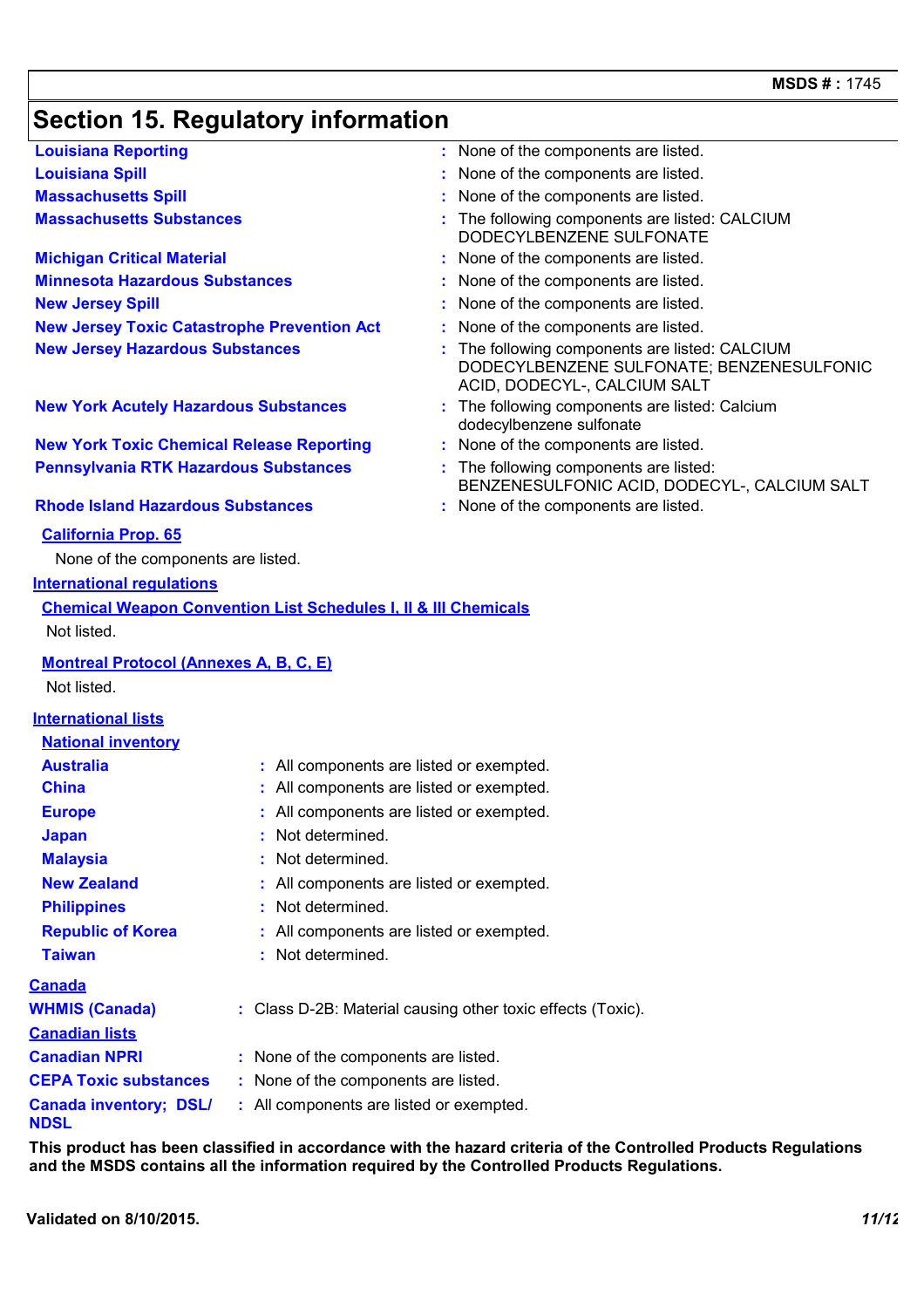## Section 15. Regulatory information

| | |
|---|---|
| **Louisiana Reporting** | : None of the components are listed. |
| **Louisiana Spill** | : None of the components are listed. |
| **Massachusetts Spill** | : None of the components are listed. |
| **Massachusetts Substances** | : The following components are listed: CALCIUM DODECYLBENZENE SULFONATE |
| **Michigan Critical Material** | : None of the components are listed. |
| **Minnesota Hazardous Substances** | : None of the components are listed. |
| **New Jersey Spill** | : None of the components are listed. |
| **New Jersey Toxic Catastrophe Prevention Act** | : None of the components are listed. |
| **New Jersey Hazardous Substances** | : The following components are listed: CALCIUM DODECYLBENZENE SULFONATE; BENZENESULFONIC ACID, DODECYL-, CALCIUM SALT |
| **New York Acutely Hazardous Substances** | : The following components are listed: Calcium dodecylbenzene sulfonate |
| **New York Toxic Chemical Release Reporting** | : None of the components are listed. |
| **Pennsylvania RTK Hazardous Substances** | : The following components are listed: BENZENESULFONIC ACID, DODECYL-, CALCIUM SALT |
| **Rhode Island Hazardous Substances** | : None of the components are listed. |

**California Prop. 65**

None of the components are listed.

**International regulations**

**Chemical Weapon Convention List Schedules I, II & III Chemicals**

Not listed.

**Montreal Protocol (Annexes A, B, C, E)**

Not listed.

**International lists**

**National inventory**

| | |
|---|---|
| **Australia** | : All components are listed or exempted. |
| **China** | : All components are listed or exempted. |
| **Europe** | : All components are listed or exempted. |
| **Japan** | : Not determined. |
| **Malaysia** | : Not determined. |
| **New Zealand** | : All components are listed or exempted. |
| **Philippines** | : Not determined. |
| **Republic of Korea** | : All components are listed or exempted. |
| **Taiwan** | : Not determined. |

**Canada**

| | |
|---|---|
| **WHMIS (Canada)** | : Class D-2B: Material causing other toxic effects (Toxic). |

**Canadian lists**

| | |
|---|---|
| **Canadian NPRI** | : None of the components are listed. |
| **CEPA Toxic substances** | : None of the components are listed. |
| **Canada inventory; DSL/ NDSL** | : All components are listed or exempted. |

**This product has been classified in accordance with the hazard criteria of the Controlled Products Regulations and the MSDS contains all the information required by the Controlled Products Regulations.**

**Validated on 8/10/2015.**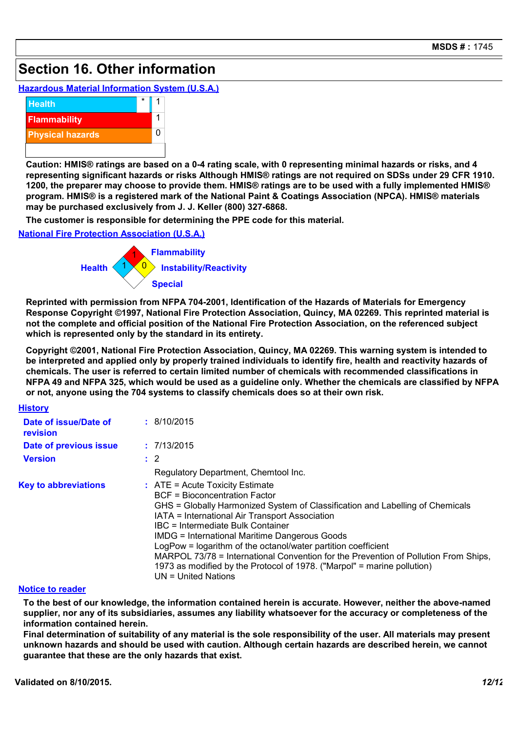MSDS # : 1745

# Section 16. Other information

## Hazardous Material Information System (U.S.A.)

| | | |
|---|---|---|
| Health | * | 1 |
| Flammability | | 1 |
| Physical hazards | | 0 |

**Caution: HMIS® ratings are based on a 0-4 rating scale, with 0 representing minimal hazards or risks, and 4 representing significant hazards or risks Although HMIS® ratings are not required on SDSs under 29 CFR 1910. 1200, the preparer may choose to provide them. HMIS® ratings are to be used with a fully implemented HMIS® program. HMIS® is a registered mark of the National Paint & Coatings Association (NPCA). HMIS® materials may be purchased exclusively from J. J. Keller (800) 327-6868.**

**The customer is responsible for determining the PPE code for this material.**

## National Fire Protection Association (U.S.A.)

Flammability: 1
Health: 1
Instability/Reactivity: 0
Special

**Reprinted with permission from NFPA 704-2001, Identification of the Hazards of Materials for Emergency Response Copyright ©1997, National Fire Protection Association, Quincy, MA 02269. This reprinted material is not the complete and official position of the National Fire Protection Association, on the referenced subject which is represented only by the standard in its entirety.**

**Copyright ©2001, National Fire Protection Association, Quincy, MA 02269. This warning system is intended to be interpreted and applied only by properly trained individuals to identify fire, health and reactivity hazards of chemicals. The user is referred to certain limited number of chemicals with recommended classifications in NFPA 49 and NFPA 325, which would be used as a guideline only. Whether the chemicals are classified by NFPA or not, anyone using the 704 systems to classify chemicals does so at their own risk.**

## History

**Date of issue/Date of revision** : 8/10/2015

**Date of previous issue** : 7/13/2015

**Version** : 2

Regulatory Department, Chemtool Inc.

**Key to abbreviations** :
ATE = Acute Toxicity Estimate
BCF = Bioconcentration Factor
GHS = Globally Harmonized System of Classification and Labelling of Chemicals
IATA = International Air Transport Association
IBC = Intermediate Bulk Container
IMDG = International Maritime Dangerous Goods
LogPow = logarithm of the octanol/water partition coefficient
MARPOL 73/78 = International Convention for the Prevention of Pollution From Ships, 1973 as modified by the Protocol of 1978. ("Marpol" = marine pollution)
UN = United Nations

## Notice to reader

**To the best of our knowledge, the information contained herein is accurate. However, neither the above-named supplier, nor any of its subsidiaries, assumes any liability whatsoever for the accuracy or completeness of the information contained herein.**
**Final determination of suitability of any material is the sole responsibility of the user. All materials may present unknown hazards and should be used with caution. Although certain hazards are described herein, we cannot guarantee that these are the only hazards that exist.**

**Validated on 8/10/2015.**